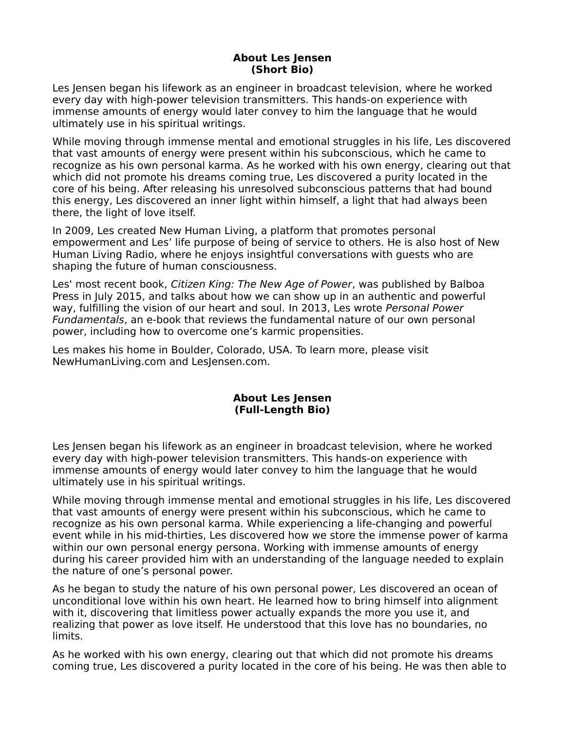## About Les Jensen
## (Short Bio)

Les Jensen began his lifework as an engineer in broadcast television, where he worked every day with high-power television transmitters. This hands-on experience with immense amounts of energy would later convey to him the language that he would ultimately use in his spiritual writings.

While moving through immense mental and emotional struggles in his life, Les discovered that vast amounts of energy were present within his subconscious, which he came to recognize as his own personal karma. As he worked with his own energy, clearing out that which did not promote his dreams coming true, Les discovered a purity located in the core of his being. After releasing his unresolved subconscious patterns that had bound this energy, Les discovered an inner light within himself, a light that had always been there, the light of love itself.

In 2009, Les created New Human Living, a platform that promotes personal empowerment and Les' life purpose of being of service to others. He is also host of New Human Living Radio, where he enjoys insightful conversations with guests who are shaping the future of human consciousness.

Les' most recent book, *Citizen King: The New Age of Power*, was published by Balboa Press in July 2015, and talks about how we can show up in an authentic and powerful way, fulfilling the vision of our heart and soul. In 2013, Les wrote *Personal Power Fundamentals*, an e-book that reviews the fundamental nature of our own personal power, including how to overcome one's karmic propensities.

Les makes his home in Boulder, Colorado, USA. To learn more, please visit NewHumanLiving.com and LesJensen.com.

## About Les Jensen
## (Full-Length Bio)

Les Jensen began his lifework as an engineer in broadcast television, where he worked every day with high-power television transmitters. This hands-on experience with immense amounts of energy would later convey to him the language that he would ultimately use in his spiritual writings.

While moving through immense mental and emotional struggles in his life, Les discovered that vast amounts of energy were present within his subconscious, which he came to recognize as his own personal karma. While experiencing a life-changing and powerful event while in his mid-thirties, Les discovered how we store the immense power of karma within our own personal energy persona. Working with immense amounts of energy during his career provided him with an understanding of the language needed to explain the nature of one's personal power.

As he began to study the nature of his own personal power, Les discovered an ocean of unconditional love within his own heart. He learned how to bring himself into alignment with it, discovering that limitless power actually expands the more you use it, and realizing that power as love itself. He understood that this love has no boundaries, no limits.

As he worked with his own energy, clearing out that which did not promote his dreams coming true, Les discovered a purity located in the core of his being. He was then able to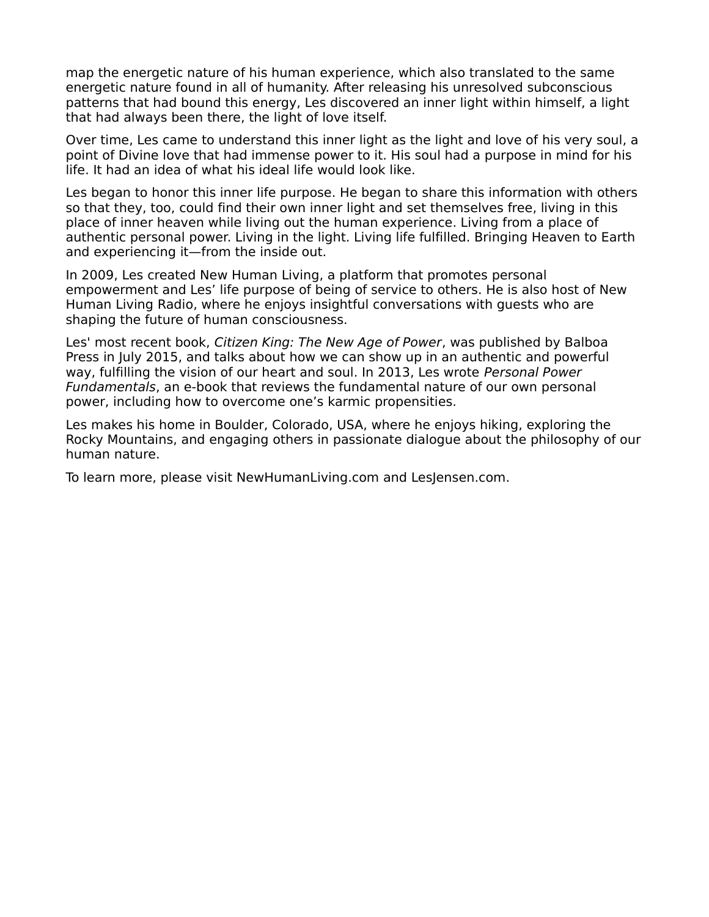map the energetic nature of his human experience, which also translated to the same energetic nature found in all of humanity. After releasing his unresolved subconscious patterns that had bound this energy, Les discovered an inner light within himself, a light that had always been there, the light of love itself.

Over time, Les came to understand this inner light as the light and love of his very soul, a point of Divine love that had immense power to it. His soul had a purpose in mind for his life. It had an idea of what his ideal life would look like.

Les began to honor this inner life purpose. He began to share this information with others so that they, too, could find their own inner light and set themselves free, living in this place of inner heaven while living out the human experience. Living from a place of authentic personal power. Living in the light. Living life fulfilled. Bringing Heaven to Earth and experiencing it—from the inside out.

In 2009, Les created New Human Living, a platform that promotes personal empowerment and Les’ life purpose of being of service to others. He is also host of New Human Living Radio, where he enjoys insightful conversations with guests who are shaping the future of human consciousness.

Les' most recent book, *Citizen King: The New Age of Power*, was published by Balboa Press in July 2015, and talks about how we can show up in an authentic and powerful way, fulfilling the vision of our heart and soul. In 2013, Les wrote *Personal Power Fundamentals*, an e-book that reviews the fundamental nature of our own personal power, including how to overcome one’s karmic propensities.

Les makes his home in Boulder, Colorado, USA, where he enjoys hiking, exploring the Rocky Mountains, and engaging others in passionate dialogue about the philosophy of our human nature.

To learn more, please visit NewHumanLiving.com and LesJensen.com.